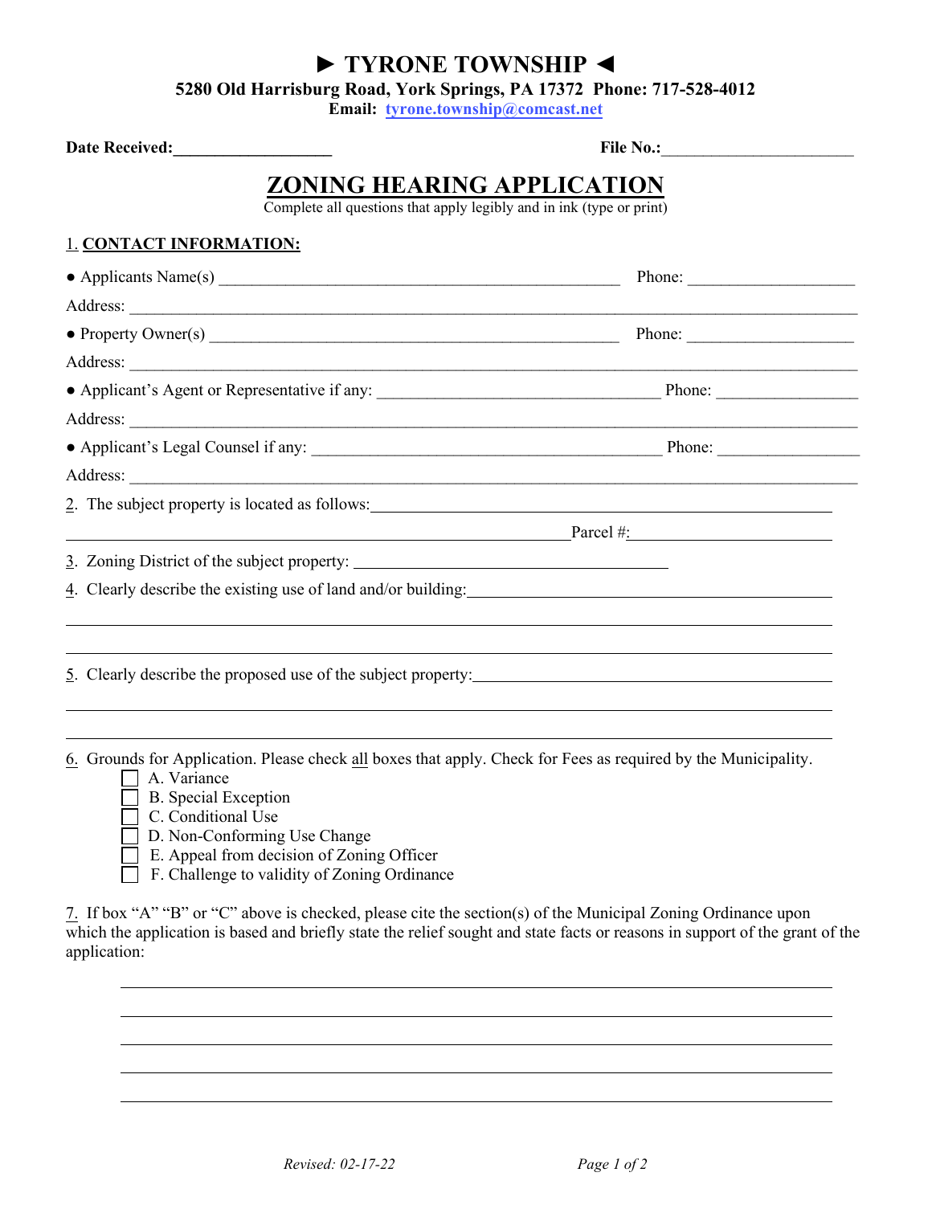# ► TYRONE TOWNSHIP ◄

**5280 Old Harrisburg Road, York Springs, PA 17372 Phone: 717-528-4012**
**Email: tyrone.township@comcast.net**

**Date Received:**___________________ **File No.:**_______________________

## ZONING HEARING APPLICATION

Complete all questions that apply legibly and in ink (type or print)

1. **CONTACT INFORMATION:**

● Applicants Name(s) _______________________________________________ Phone: ____________________

Address: _____________________________________________________________________________________

● Property Owner(s) _______________________________________________ Phone: ____________________

Address: _____________________________________________________________________________________

● Applicant's Agent or Representative if any: __________________________________ Phone: ________________

Address: _____________________________________________________________________________________

● Applicant's Legal Counsel if any: __________________________________________ Phone: ________________

Address: _____________________________________________________________________________________

2. The subject property is located as follows: _______________________________________________________

______________________________________________________________ Parcel #: ___________________

3. Zoning District of the subject property: ______________________________________

4. Clearly describe the existing use of land and/or building: ___________________________________________

_____________________________________________________________________________________________

_____________________________________________________________________________________________

5. Clearly describe the proposed use of the subject property: __________________________________________

_____________________________________________________________________________________________

_____________________________________________________________________________________________

6. Grounds for Application. Please check all boxes that apply. Check for Fees as required by the Municipality.

- ☐ A. Variance
- ☐ B. Special Exception
- ☐ C. Conditional Use
- ☐ D. Non-Conforming Use Change
- ☐ E. Appeal from decision of Zoning Officer
- ☐ F. Challenge to validity of Zoning Ordinance

7. If box "A" "B" or "C" above is checked, please cite the section(s) of the Municipal Zoning Ordinance upon which the application is based and briefly state the relief sought and state facts or reasons in support of the grant of the application:

_____________________________________________________________________________________________

_____________________________________________________________________________________________

_____________________________________________________________________________________________

_____________________________________________________________________________________________

_____________________________________________________________________________________________

*Revised: 02-17-22*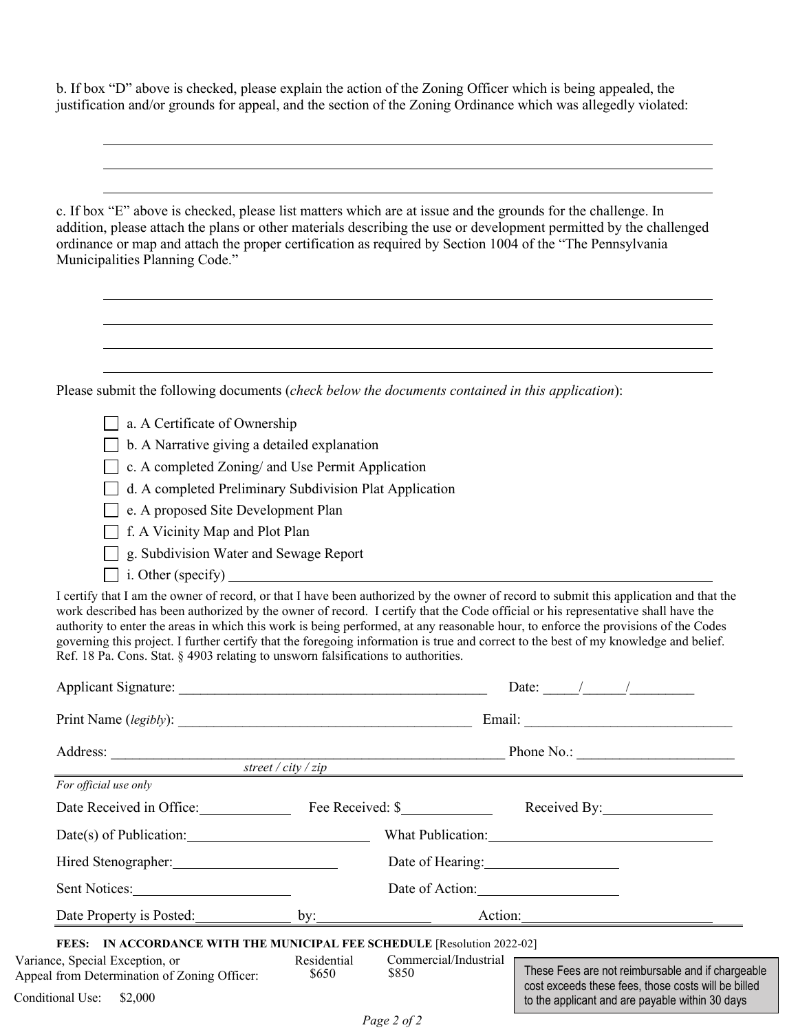b. If box "D" above is checked, please explain the action of the Zoning Officer which is being appealed, the justification and/or grounds for appeal, and the section of the Zoning Ordinance which was allegedly violated:

______________________________________________________________________

______________________________________________________________________

______________________________________________________________________

c. If box "E" above is checked, please list matters which are at issue and the grounds for the challenge. In addition, please attach the plans or other materials describing the use or development permitted by the challenged ordinance or map and attach the proper certification as required by Section 1004 of the "The Pennsylvania Municipalities Planning Code."

______________________________________________________________________

______________________________________________________________________

______________________________________________________________________

______________________________________________________________________

Please submit the following documents (*check below the documents contained in this application*):

- ☐ a. A Certificate of Ownership
- ☐ b. A Narrative giving a detailed explanation
- ☐ c. A completed Zoning/ and Use Permit Application
- ☐ d. A completed Preliminary Subdivision Plat Application
- ☐ e. A proposed Site Development Plan
- ☐ f. A Vicinity Map and Plot Plan
- ☐ g. Subdivision Water and Sewage Report
- ☐ i. Other (specify) ______________________________________________

I certify that I am the owner of record, or that I have been authorized by the owner of record to submit this application and that the work described has been authorized by the owner of record. I certify that the Code official or his representative shall have the authority to enter the areas in which this work is being performed, at any reasonable hour, to enforce the provisions of the Codes governing this project. I further certify that the foregoing information is true and correct to the best of my knowledge and belief. Ref. 18 Pa. Cons. Stat. § 4903 relating to unsworn falsifications to authorities.

Applicant Signature: ____________________________________________ Date: _____/______/_________

Print Name (*legibly*): __________________________________________ Email: _____________________________

Address: ________________________________________________________ Phone No.: ______________________
*street / city / zip*

*For official use only*

Date Received in Office: ____________ Fee Received: $____________ Received By: ______________

Date(s) of Publication: ________________________ What Publication: ______________________________

Hired Stenographer: ______________________ Date of Hearing: __________________

Sent Notices: ______________________ Date of Action: __________________

Date Property is Posted: ____________ by: _______________ Action: __________________________

**FEES: IN ACCORDANCE WITH THE MUNICIPAL FEE SCHEDULE** [Resolution 2022-02]

| | Residential | Commercial/Industrial |
|---|---|---|
| Variance, Special Exception, or Appeal from Determination of Zoning Officer: | $650 | $850 |

Conditional Use: $2,000

These Fees are not reimbursable and if chargeable cost exceeds these fees, those costs will be billed to the applicant and are payable within 30 days